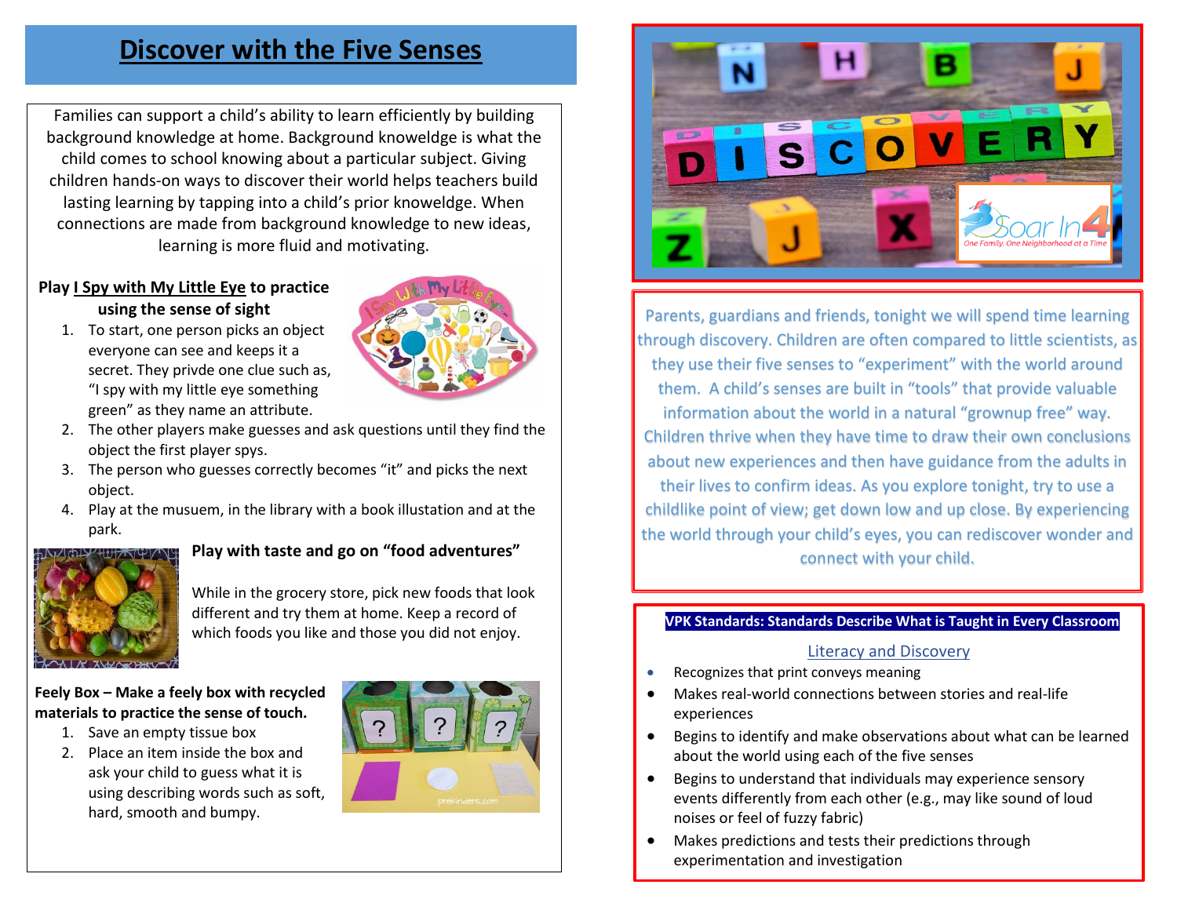# Discover with the Five Senses

Families can support a child's ability to learn efficiently by building background knowledge at home. Background knowledge is what the child comes to school knowing about a particular subject. Giving children hands-on ways to discover their world helps teachers build lasting learning by tapping into a child's prior knowledge. When connections are made from background knowledge to new ideas, learning is more fluid and motivating.

**Play I Spy with My Little Eye to practice using the sense of sight**

1. To start, one person picks an object everyone can see and keeps it a secret. They privde one clue such as, "I spy with my little eye something green" as they name an attribute.
2. The other players make guesses and ask questions until they find the object the first player spys.
3. The person who guesses correctly becomes "it" and picks the next object.
4. Play at the musuem, in the library with a book illustation and at the park.

**Play with taste and go on "food adventures"**

While in the grocery store, pick new foods that look different and try them at home. Keep a record of which foods you like and those you did not enjoy.

**Feely Box – Make a feely box with recycled materials to practice the sense of touch.**

1. Save an empty tissue box
2. Place an item inside the box and ask your child to guess what it is using describing words such as soft, hard, smooth and bumpy.

Parents, guardians and friends, tonight we will spend time learning through discovery. Children are often compared to little scientists, as they use their five senses to "experiment" with the world around them. A child's senses are built in "tools" that provide valuable information about the world in a natural "grownup free" way. Children thrive when they have time to draw their own conclusions about new experiences and then have guidance from the adults in their lives to confirm ideas. As you explore tonight, try to use a childlike point of view; get down low and up close. By experiencing the world through your child's eyes, you can rediscover wonder and connect with your child.

**VPK Standards: Standards Describe What is Taught in Every Classroom**

Literacy and Discovery

- Recognizes that print conveys meaning
- Makes real-world connections between stories and real-life experiences
- Begins to identify and make observations about what can be learned about the world using each of the five senses
- Begins to understand that individuals may experience sensory events differently from each other (e.g., may like sound of loud noises or feel of fuzzy fabric)
- Makes predictions and tests their predictions through experimentation and investigation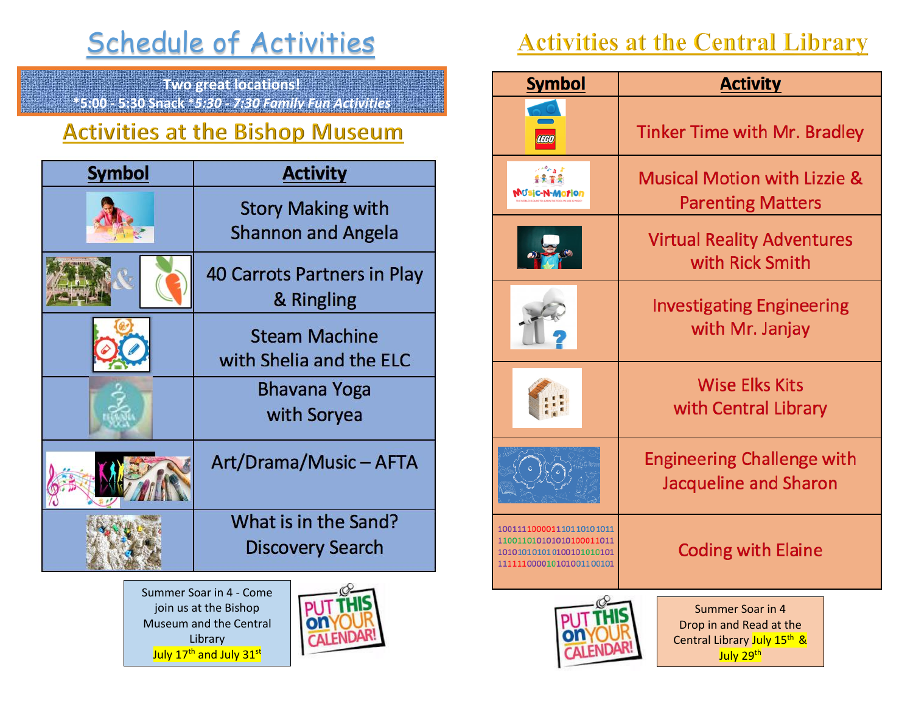# Schedule of Activities

**Two great locations!**
*5:00 - 5:30 Snack *5:30 - 7:30 Family Fun Activities*

## Activities at the Bishop Museum

| Symbol | Activity |
|---|---|
| | Story Making with Shannon and Angela |
| & | 40 Carrots Partners in Play & Ringling |
| | Steam Machine with Shelia and the ELC |
| | Bhavana Yoga with Soryea |
| | Art/Drama/Music – AFTA |
| | What is in the Sand? Discovery Search |

Summer Soar in 4 - Come join us at the Bishop Museum and the Central Library July 17th and July 31st

PUT THIS on YOUR CALENDAR!

## Activities at the Central Library

| Symbol | Activity |
|---|---|
| LEGO | Tinker Time with Mr. Bradley |
| Music-N-Motion | Musical Motion with Lizzie & Parenting Matters |
| | Virtual Reality Adventures with Rick Smith |
| ? | Investigating Engineering with Mr. Janjay |
| | Wise Elks Kits with Central Library |
| | Engineering Challenge with Jacqueline and Sharon |
| 1001111000011101101010111 1100110101010101100011011 1010101010101001010101010 1111110000101010100110010 | Coding with Elaine |

PUT THIS on YOUR CALENDAR!

Summer Soar in 4
Drop in and Read at the Central Library July 15th & July 29th